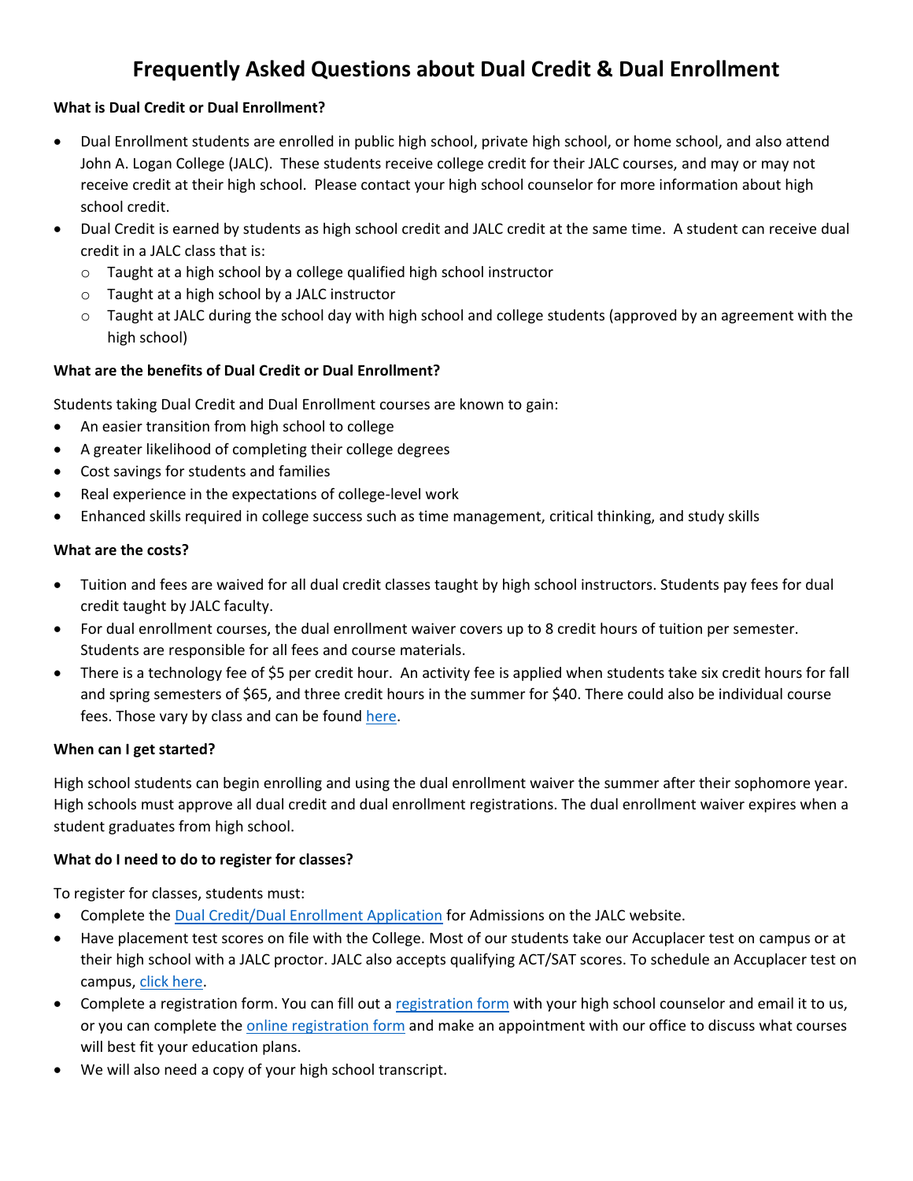# Frequently Asked Questions about Dual Credit & Dual Enrollment

**What is Dual Credit or Dual Enrollment?**

- Dual Enrollment students are enrolled in public high school, private high school, or home school, and also attend John A. Logan College (JALC). These students receive college credit for their JALC courses, and may or may not receive credit at their high school. Please contact your high school counselor for more information about high school credit.
- Dual Credit is earned by students as high school credit and JALC credit at the same time. A student can receive dual credit in a JALC class that is:
  - Taught at a high school by a college qualified high school instructor
  - Taught at a high school by a JALC instructor
  - Taught at JALC during the school day with high school and college students (approved by an agreement with the high school)

**What are the benefits of Dual Credit or Dual Enrollment?**

Students taking Dual Credit and Dual Enrollment courses are known to gain:

- An easier transition from high school to college
- A greater likelihood of completing their college degrees
- Cost savings for students and families
- Real experience in the expectations of college-level work
- Enhanced skills required in college success such as time management, critical thinking, and study skills

**What are the costs?**

- Tuition and fees are waived for all dual credit classes taught by high school instructors. Students pay fees for dual credit taught by JALC faculty.
- For dual enrollment courses, the dual enrollment waiver covers up to 8 credit hours of tuition per semester. Students are responsible for all fees and course materials.
- There is a technology fee of $5 per credit hour. An activity fee is applied when students take six credit hours for fall and spring semesters of $65, and three credit hours in the summer for $40. There could also be individual course fees. Those vary by class and can be found here.

**When can I get started?**

High school students can begin enrolling and using the dual enrollment waiver the summer after their sophomore year. High schools must approve all dual credit and dual enrollment registrations. The dual enrollment waiver expires when a student graduates from high school.

**What do I need to do to register for classes?**

To register for classes, students must:

- Complete the Dual Credit/Dual Enrollment Application for Admissions on the JALC website.
- Have placement test scores on file with the College. Most of our students take our Accuplacer test on campus or at their high school with a JALC proctor. JALC also accepts qualifying ACT/SAT scores. To schedule an Accuplacer test on campus, click here.
- Complete a registration form. You can fill out a registration form with your high school counselor and email it to us, or you can complete the online registration form and make an appointment with our office to discuss what courses will best fit your education plans.
- We will also need a copy of your high school transcript.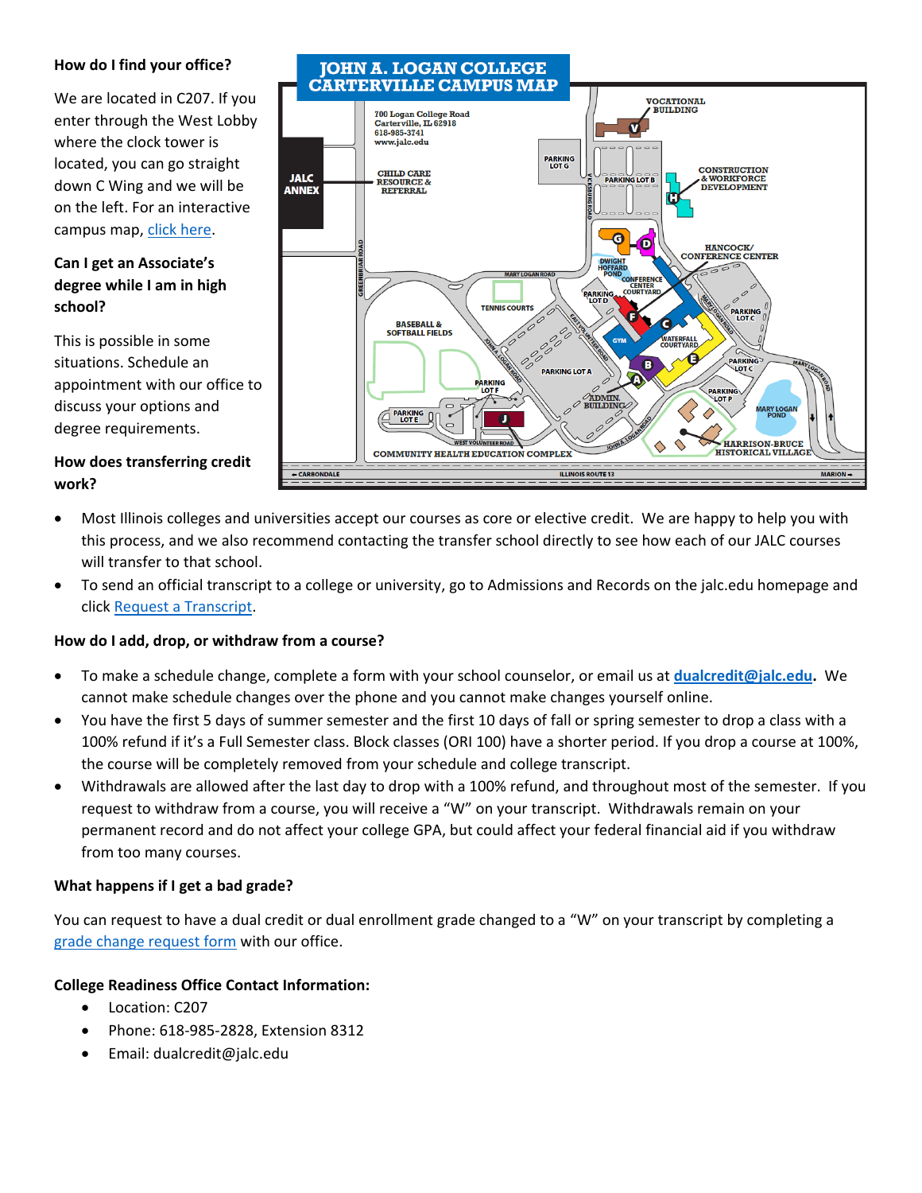**How do I find your office?**

We are located in C207. If you enter through the West Lobby where the clock tower is located, you can go straight down C Wing and we will be on the left. For an interactive campus map, click here.

**Can I get an Associate's degree while I am in high school?**

This is possible in some situations. Schedule an appointment with our office to discuss your options and degree requirements.

JOHN A. LOGAN COLLEGE
CARTERVILLE CAMPUS MAP

700 Logan College Road
Carterville, IL 62918
618-985-3741
www.jalc.edu

**How does transferring credit work?**

- Most Illinois colleges and universities accept our courses as core or elective credit. We are happy to help you with this process, and we also recommend contacting the transfer school directly to see how each of our JALC courses will transfer to that school.
- To send an official transcript to a college or university, go to Admissions and Records on the jalc.edu homepage and click Request a Transcript.

**How do I add, drop, or withdraw from a course?**

- To make a schedule change, complete a form with your school counselor, or email us at **dualcredit@jalc.edu.** We cannot make schedule changes over the phone and you cannot make changes yourself online.
- You have the first 5 days of summer semester and the first 10 days of fall or spring semester to drop a class with a 100% refund if it's a Full Semester class. Block classes (ORI 100) have a shorter period. If you drop a course at 100%, the course will be completely removed from your schedule and college transcript.
- Withdrawals are allowed after the last day to drop with a 100% refund, and throughout most of the semester. If you request to withdraw from a course, you will receive a "W" on your transcript. Withdrawals remain on your permanent record and do not affect your college GPA, but could affect your federal financial aid if you withdraw from too many courses.

**What happens if I get a bad grade?**

You can request to have a dual credit or dual enrollment grade changed to a "W" on your transcript by completing a grade change request form with our office.

**College Readiness Office Contact Information:**

- Location: C207
- Phone: 618-985-2828, Extension 8312
- Email: dualcredit@jalc.edu